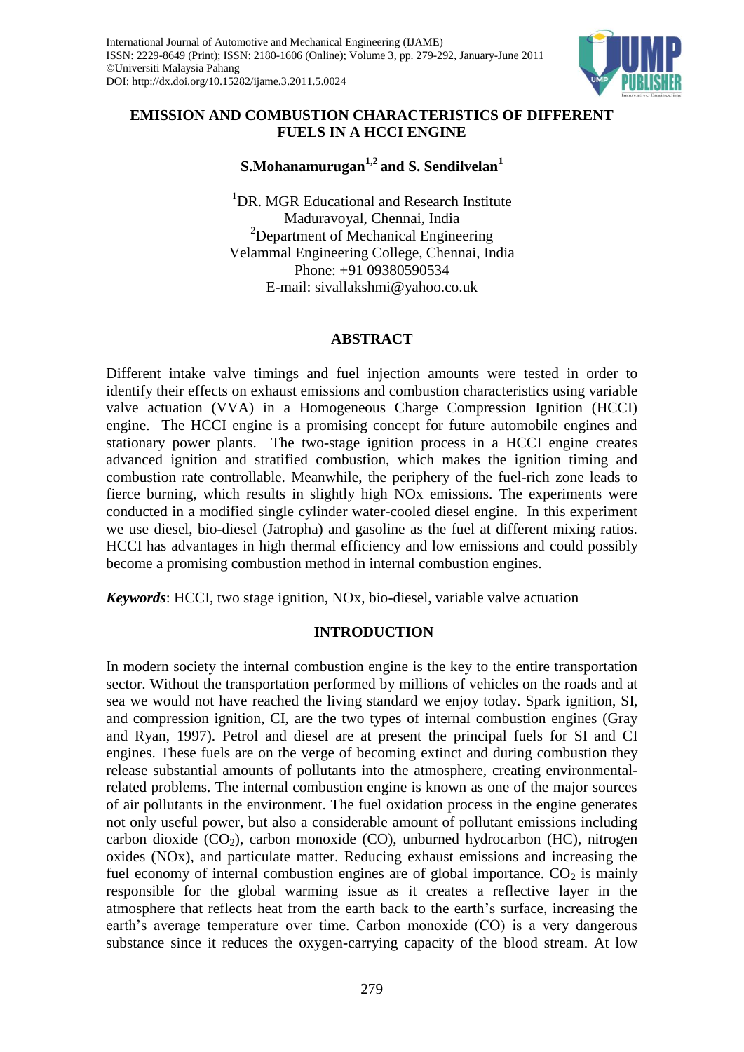International Journal of Automotive and Mechanical Engineering (IJAME)
ISSN: 2229-8649 (Print); ISSN: 2180-1606 (Online); Volume 3, pp. 279-292, January-June 2011
©Universiti Malaysia Pahang
DOI: http://dx.doi.org/10.15282/ijame.3.2011.5.0024

# EMISSION AND COMBUSTION CHARACTERISTICS OF DIFFERENT FUELS IN A HCCI ENGINE

**S.Mohanamurugan[1,2] and S. Sendilvelan[1]**

[1]DR. MGR Educational and Research Institute
Maduravoyal, Chennai, India
[2]Department of Mechanical Engineering
Velammal Engineering College, Chennai, India
Phone: +91 09380590534
E-mail: sivallakshmi@yahoo.co.uk

## ABSTRACT

Different intake valve timings and fuel injection amounts were tested in order to identify their effects on exhaust emissions and combustion characteristics using variable valve actuation (VVA) in a Homogeneous Charge Compression Ignition (HCCI) engine. The HCCI engine is a promising concept for future automobile engines and stationary power plants. The two-stage ignition process in a HCCI engine creates advanced ignition and stratified combustion, which makes the ignition timing and combustion rate controllable. Meanwhile, the periphery of the fuel-rich zone leads to fierce burning, which results in slightly high NOx emissions. The experiments were conducted in a modified single cylinder water-cooled diesel engine. In this experiment we use diesel, bio-diesel (Jatropha) and gasoline as the fuel at different mixing ratios. HCCI has advantages in high thermal efficiency and low emissions and could possibly become a promising combustion method in internal combustion engines.

***Keywords***: HCCI, two stage ignition, NOx, bio-diesel, variable valve actuation

## INTRODUCTION

In modern society the internal combustion engine is the key to the entire transportation sector. Without the transportation performed by millions of vehicles on the roads and at sea we would not have reached the living standard we enjoy today. Spark ignition, SI, and compression ignition, CI, are the two types of internal combustion engines (Gray and Ryan, 1997). Petrol and diesel are at present the principal fuels for SI and CI engines. These fuels are on the verge of becoming extinct and during combustion they release substantial amounts of pollutants into the atmosphere, creating environmental-related problems. The internal combustion engine is known as one of the major sources of air pollutants in the environment. The fuel oxidation process in the engine generates not only useful power, but also a considerable amount of pollutant emissions including carbon dioxide ($CO_2$), carbon monoxide (CO), unburned hydrocarbon (HC), nitrogen oxides (NOx), and particulate matter. Reducing exhaust emissions and increasing the fuel economy of internal combustion engines are of global importance. $CO_2$ is mainly responsible for the global warming issue as it creates a reflective layer in the atmosphere that reflects heat from the earth back to the earth's surface, increasing the earth's average temperature over time. Carbon monoxide (CO) is a very dangerous substance since it reduces the oxygen-carrying capacity of the blood stream. At low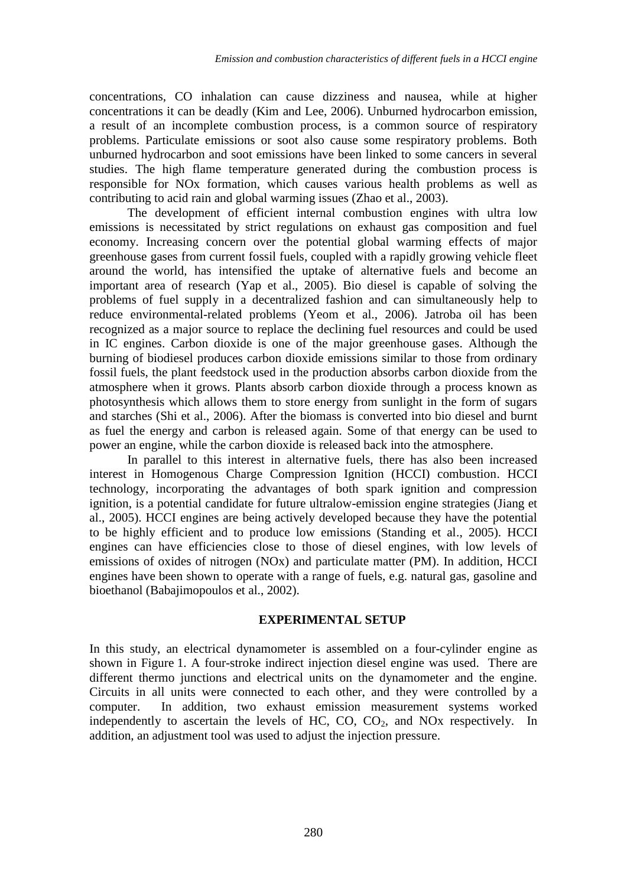concentrations, CO inhalation can cause dizziness and nausea, while at higher concentrations it can be deadly (Kim and Lee, 2006). Unburned hydrocarbon emission, a result of an incomplete combustion process, is a common source of respiratory problems. Particulate emissions or soot also cause some respiratory problems. Both unburned hydrocarbon and soot emissions have been linked to some cancers in several studies. The high flame temperature generated during the combustion process is responsible for NOx formation, which causes various health problems as well as contributing to acid rain and global warming issues (Zhao et al., 2003).

The development of efficient internal combustion engines with ultra low emissions is necessitated by strict regulations on exhaust gas composition and fuel economy. Increasing concern over the potential global warming effects of major greenhouse gases from current fossil fuels, coupled with a rapidly growing vehicle fleet around the world, has intensified the uptake of alternative fuels and become an important area of research (Yap et al., 2005). Bio diesel is capable of solving the problems of fuel supply in a decentralized fashion and can simultaneously help to reduce environmental-related problems (Yeom et al., 2006). Jatroba oil has been recognized as a major source to replace the declining fuel resources and could be used in IC engines. Carbon dioxide is one of the major greenhouse gases. Although the burning of biodiesel produces carbon dioxide emissions similar to those from ordinary fossil fuels, the plant feedstock used in the production absorbs carbon dioxide from the atmosphere when it grows. Plants absorb carbon dioxide through a process known as photosynthesis which allows them to store energy from sunlight in the form of sugars and starches (Shi et al., 2006). After the biomass is converted into bio diesel and burnt as fuel the energy and carbon is released again. Some of that energy can be used to power an engine, while the carbon dioxide is released back into the atmosphere.

In parallel to this interest in alternative fuels, there has also been increased interest in Homogenous Charge Compression Ignition (HCCI) combustion. HCCI technology, incorporating the advantages of both spark ignition and compression ignition, is a potential candidate for future ultralow-emission engine strategies (Jiang et al., 2005). HCCI engines are being actively developed because they have the potential to be highly efficient and to produce low emissions (Standing et al., 2005). HCCI engines can have efficiencies close to those of diesel engines, with low levels of emissions of oxides of nitrogen (NOx) and particulate matter (PM). In addition, HCCI engines have been shown to operate with a range of fuels, e.g. natural gas, gasoline and bioethanol (Babajimopoulos et al., 2002).

## EXPERIMENTAL SETUP

In this study, an electrical dynamometer is assembled on a four-cylinder engine as shown in Figure 1. A four-stroke indirect injection diesel engine was used. There are different thermo junctions and electrical units on the dynamometer and the engine. Circuits in all units were connected to each other, and they were controlled by a computer. In addition, two exhaust emission measurement systems worked independently to ascertain the levels of HC, CO, $CO_2$, and NOx respectively. In addition, an adjustment tool was used to adjust the injection pressure.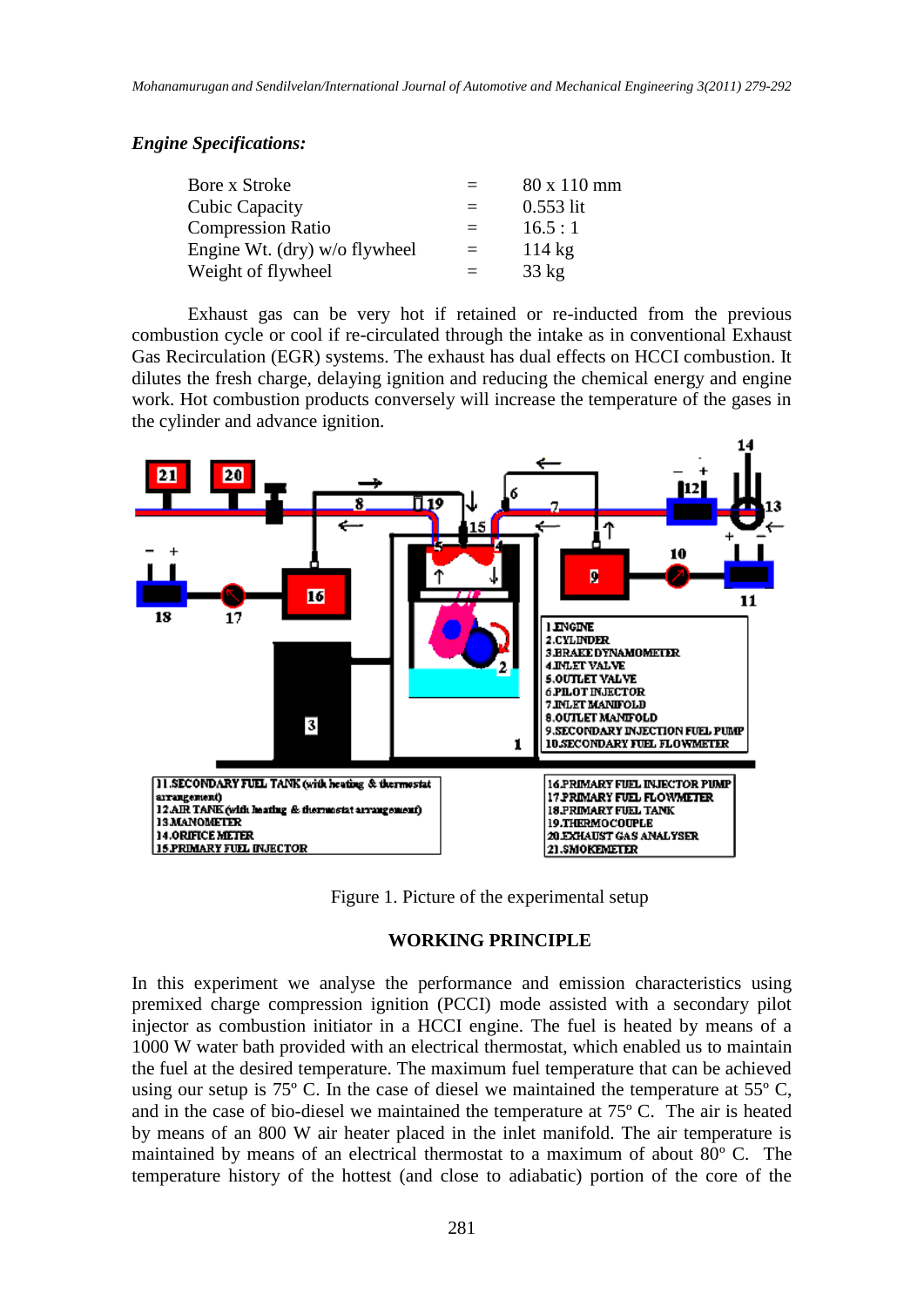***Engine Specifications:***

| | | |
|---|---|---|
| Bore x Stroke | = | 80 x 110 mm |
| Cubic Capacity | = | 0.553 lit |
| Compression Ratio | = | 16.5 : 1 |
| Engine Wt. (dry) w/o flywheel | = | 114 kg |
| Weight of flywheel | = | 33 kg |

Exhaust gas can be very hot if retained or re-inducted from the previous combustion cycle or cool if re-circulated through the intake as in conventional Exhaust Gas Recirculation (EGR) systems. The exhaust has dual effects on HCCI combustion. It dilutes the fresh charge, delaying ignition and reducing the chemical energy and engine work. Hot combustion products conversely will increase the temperature of the gases in the cylinder and advance ignition.

Figure 1. Picture of the experimental setup

## WORKING PRINCIPLE

In this experiment we analyse the performance and emission characteristics using premixed charge compression ignition (PCCI) mode assisted with a secondary pilot injector as combustion initiator in a HCCI engine. The fuel is heated by means of a 1000 W water bath provided with an electrical thermostat, which enabled us to maintain the fuel at the desired temperature. The maximum fuel temperature that can be achieved using our setup is 75º C. In the case of diesel we maintained the temperature at 55º C, and in the case of bio-diesel we maintained the temperature at 75º C. The air is heated by means of an 800 W air heater placed in the inlet manifold. The air temperature is maintained by means of an electrical thermostat to a maximum of about 80º C. The temperature history of the hottest (and close to adiabatic) portion of the core of the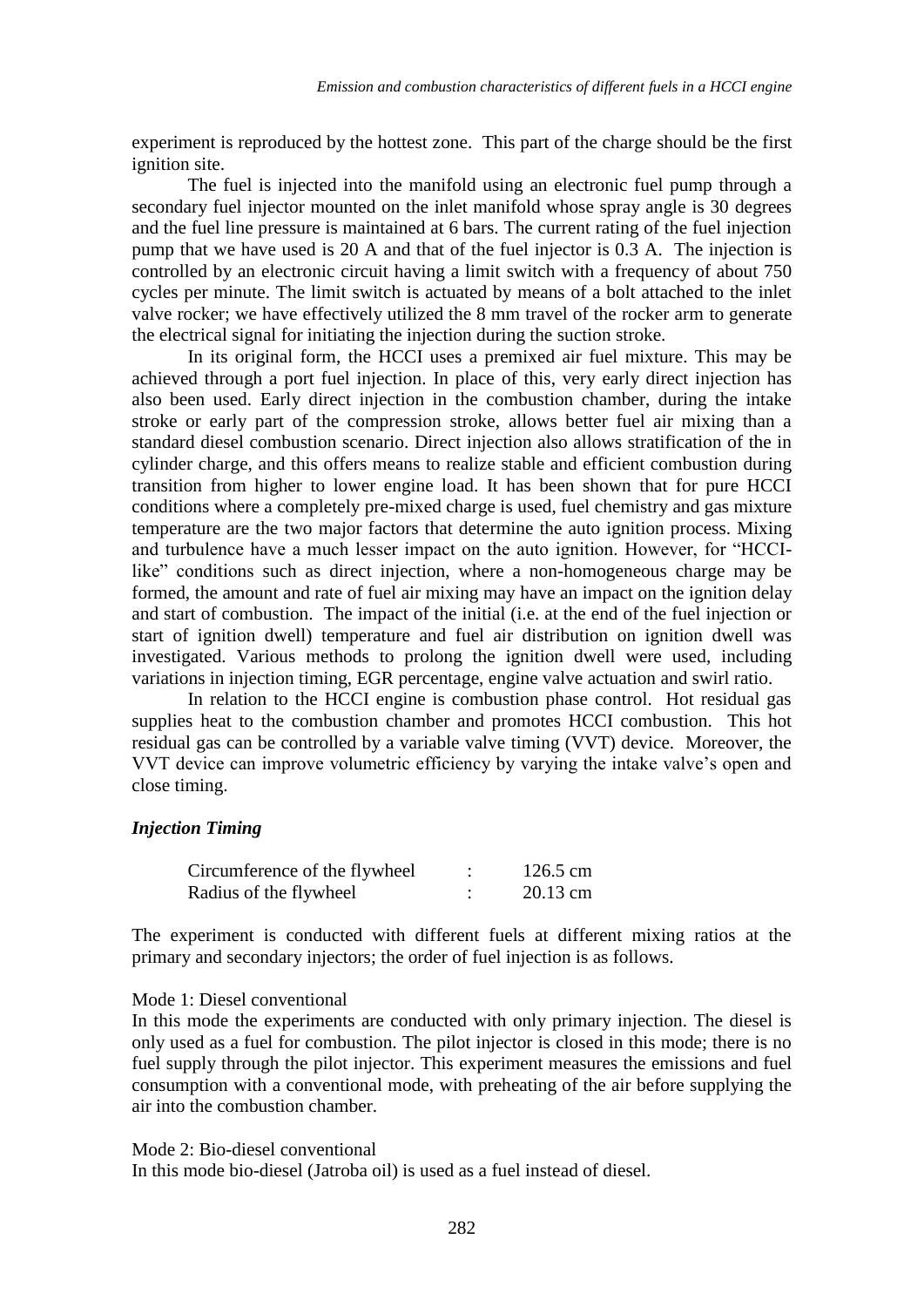experiment is reproduced by the hottest zone. This part of the charge should be the first ignition site.

The fuel is injected into the manifold using an electronic fuel pump through a secondary fuel injector mounted on the inlet manifold whose spray angle is 30 degrees and the fuel line pressure is maintained at 6 bars. The current rating of the fuel injection pump that we have used is 20 A and that of the fuel injector is 0.3 A. The injection is controlled by an electronic circuit having a limit switch with a frequency of about 750 cycles per minute. The limit switch is actuated by means of a bolt attached to the inlet valve rocker; we have effectively utilized the 8 mm travel of the rocker arm to generate the electrical signal for initiating the injection during the suction stroke.

In its original form, the HCCI uses a premixed air fuel mixture. This may be achieved through a port fuel injection. In place of this, very early direct injection has also been used. Early direct injection in the combustion chamber, during the intake stroke or early part of the compression stroke, allows better fuel air mixing than a standard diesel combustion scenario. Direct injection also allows stratification of the in cylinder charge, and this offers means to realize stable and efficient combustion during transition from higher to lower engine load. It has been shown that for pure HCCI conditions where a completely pre-mixed charge is used, fuel chemistry and gas mixture temperature are the two major factors that determine the auto ignition process. Mixing and turbulence have a much lesser impact on the auto ignition. However, for "HCCI-like" conditions such as direct injection, where a non-homogeneous charge may be formed, the amount and rate of fuel air mixing may have an impact on the ignition delay and start of combustion. The impact of the initial (i.e. at the end of the fuel injection or start of ignition dwell) temperature and fuel air distribution on ignition dwell was investigated. Various methods to prolong the ignition dwell were used, including variations in injection timing, EGR percentage, engine valve actuation and swirl ratio.

In relation to the HCCI engine is combustion phase control. Hot residual gas supplies heat to the combustion chamber and promotes HCCI combustion. This hot residual gas can be controlled by a variable valve timing (VVT) device. Moreover, the VVT device can improve volumetric efficiency by varying the intake valve's open and close timing.

### *Injection Timing*

| | | |
|---|---|---|
| Circumference of the flywheel | : | 126.5 cm |
| Radius of the flywheel | : | 20.13 cm |

The experiment is conducted with different fuels at different mixing ratios at the primary and secondary injectors; the order of fuel injection is as follows.

Mode 1: Diesel conventional

In this mode the experiments are conducted with only primary injection. The diesel is only used as a fuel for combustion. The pilot injector is closed in this mode; there is no fuel supply through the pilot injector. This experiment measures the emissions and fuel consumption with a conventional mode, with preheating of the air before supplying the air into the combustion chamber.

Mode 2: Bio-diesel conventional

In this mode bio-diesel (Jatroba oil) is used as a fuel instead of diesel.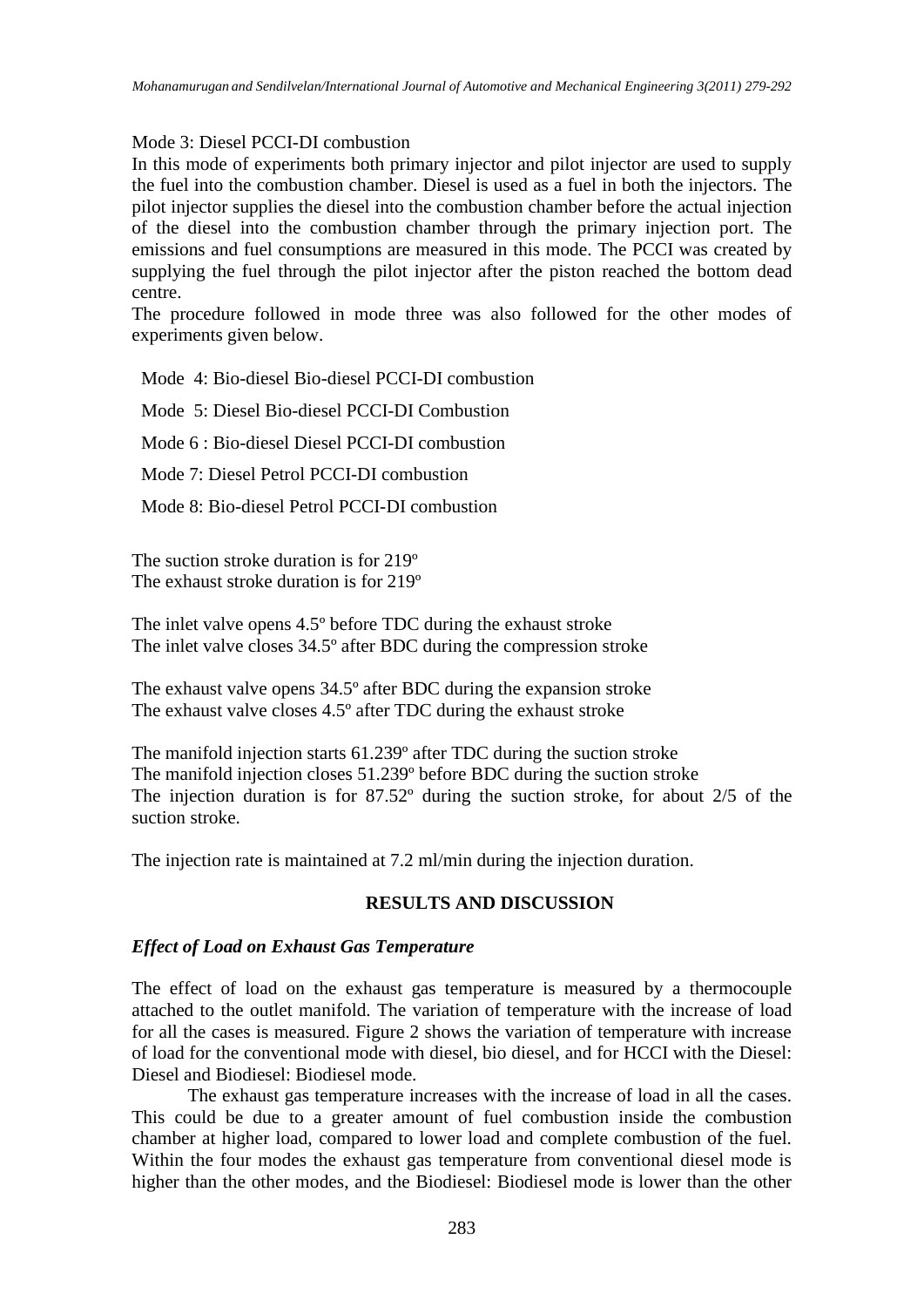Mode 3: Diesel PCCI-DI combustion

In this mode of experiments both primary injector and pilot injector are used to supply the fuel into the combustion chamber. Diesel is used as a fuel in both the injectors. The pilot injector supplies the diesel into the combustion chamber before the actual injection of the diesel into the combustion chamber through the primary injection port. The emissions and fuel consumptions are measured in this mode. The PCCI was created by supplying the fuel through the pilot injector after the piston reached the bottom dead centre.

The procedure followed in mode three was also followed for the other modes of experiments given below.

Mode 4: Bio-diesel Bio-diesel PCCI-DI combustion

Mode 5: Diesel Bio-diesel PCCI-DI Combustion

Mode 6 : Bio-diesel Diesel PCCI-DI combustion

Mode 7: Diesel Petrol PCCI-DI combustion

Mode 8: Bio-diesel Petrol PCCI-DI combustion

The suction stroke duration is for 219º
The exhaust stroke duration is for 219º

The inlet valve opens 4.5º before TDC during the exhaust stroke
The inlet valve closes 34.5º after BDC during the compression stroke

The exhaust valve opens 34.5º after BDC during the expansion stroke
The exhaust valve closes 4.5º after TDC during the exhaust stroke

The manifold injection starts 61.239º after TDC during the suction stroke
The manifold injection closes 51.239º before BDC during the suction stroke
The injection duration is for 87.52º during the suction stroke, for about 2/5 of the suction stroke.

The injection rate is maintained at 7.2 ml/min during the injection duration.

## RESULTS AND DISCUSSION

### *Effect of Load on Exhaust Gas Temperature*

The effect of load on the exhaust gas temperature is measured by a thermocouple attached to the outlet manifold. The variation of temperature with the increase of load for all the cases is measured. Figure 2 shows the variation of temperature with increase of load for the conventional mode with diesel, bio diesel, and for HCCI with the Diesel: Diesel and Biodiesel: Biodiesel mode.

The exhaust gas temperature increases with the increase of load in all the cases. This could be due to a greater amount of fuel combustion inside the combustion chamber at higher load, compared to lower load and complete combustion of the fuel. Within the four modes the exhaust gas temperature from conventional diesel mode is higher than the other modes, and the Biodiesel: Biodiesel mode is lower than the other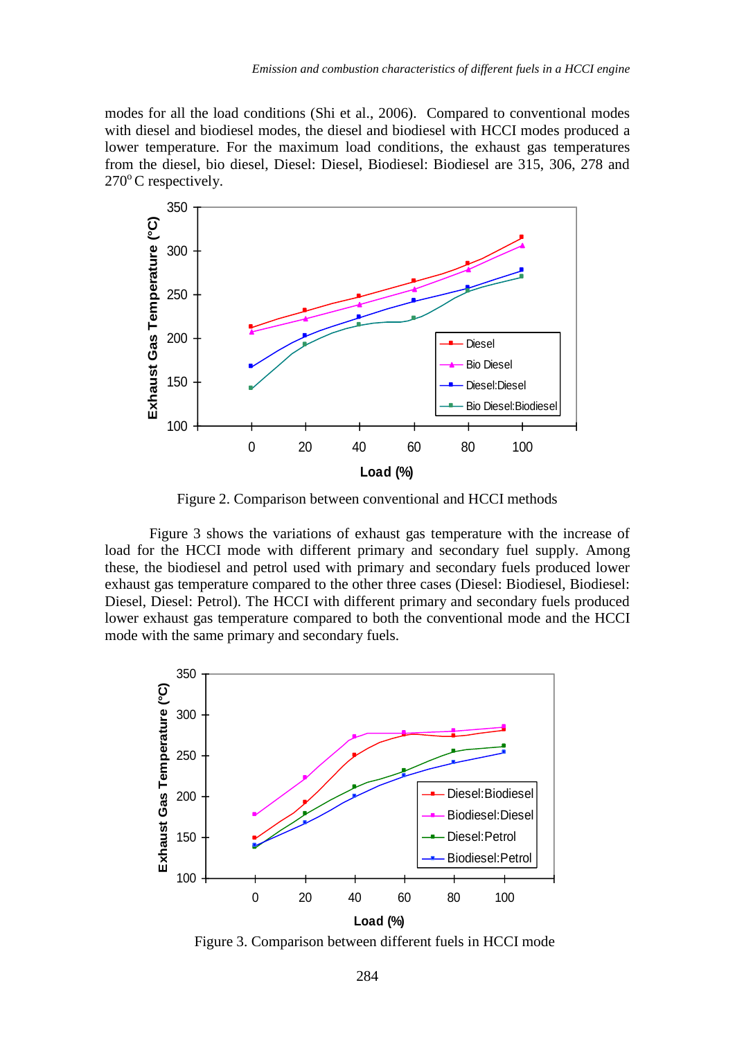modes for all the load conditions (Shi et al., 2006). Compared to conventional modes with diesel and biodiesel modes, the diesel and biodiesel with HCCI modes produced a lower temperature. For the maximum load conditions, the exhaust gas temperatures from the diesel, bio diesel, Diesel: Diesel, Biodiesel: Biodiesel are 315, 306, 278 and 270$^{o}$ C respectively.

Figure 2. Comparison between conventional and HCCI methods

Figure 3 shows the variations of exhaust gas temperature with the increase of load for the HCCI mode with different primary and secondary fuel supply. Among these, the biodiesel and petrol used with primary and secondary fuels produced lower exhaust gas temperature compared to the other three cases (Diesel: Biodiesel, Biodiesel: Diesel, Diesel: Petrol). The HCCI with different primary and secondary fuels produced lower exhaust gas temperature compared to both the conventional mode and the HCCI mode with the same primary and secondary fuels.

Figure 3. Comparison between different fuels in HCCI mode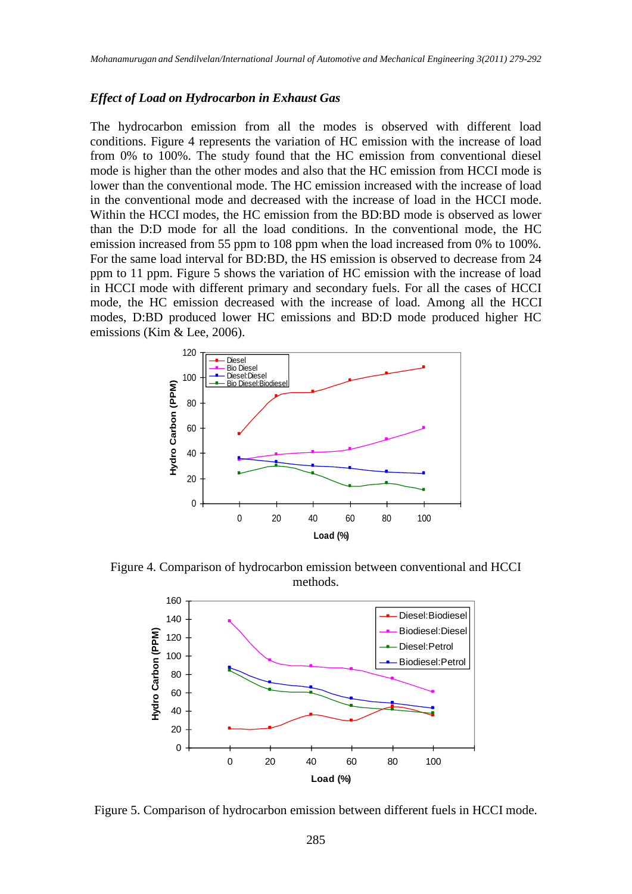### *Effect of Load on Hydrocarbon in Exhaust Gas*

The hydrocarbon emission from all the modes is observed with different load conditions. Figure 4 represents the variation of HC emission with the increase of load from 0% to 100%. The study found that the HC emission from conventional diesel mode is higher than the other modes and also that the HC emission from HCCI mode is lower than the conventional mode. The HC emission increased with the increase of load in the conventional mode and decreased with the increase of load in the HCCI mode. Within the HCCI modes, the HC emission from the BD:BD mode is observed as lower than the D:D mode for all the load conditions. In the conventional mode, the HC emission increased from 55 ppm to 108 ppm when the load increased from 0% to 100%. For the same load interval for BD:BD, the HS emission is observed to decrease from 24 ppm to 11 ppm. Figure 5 shows the variation of HC emission with the increase of load in HCCI mode with different primary and secondary fuels. For all the cases of HCCI mode, the HC emission decreased with the increase of load. Among all the HCCI modes, D:BD produced lower HC emissions and BD:D mode produced higher HC emissions (Kim & Lee, 2006).

Figure 4. Comparison of hydrocarbon emission between conventional and HCCI methods.

Figure 5. Comparison of hydrocarbon emission between different fuels in HCCI mode.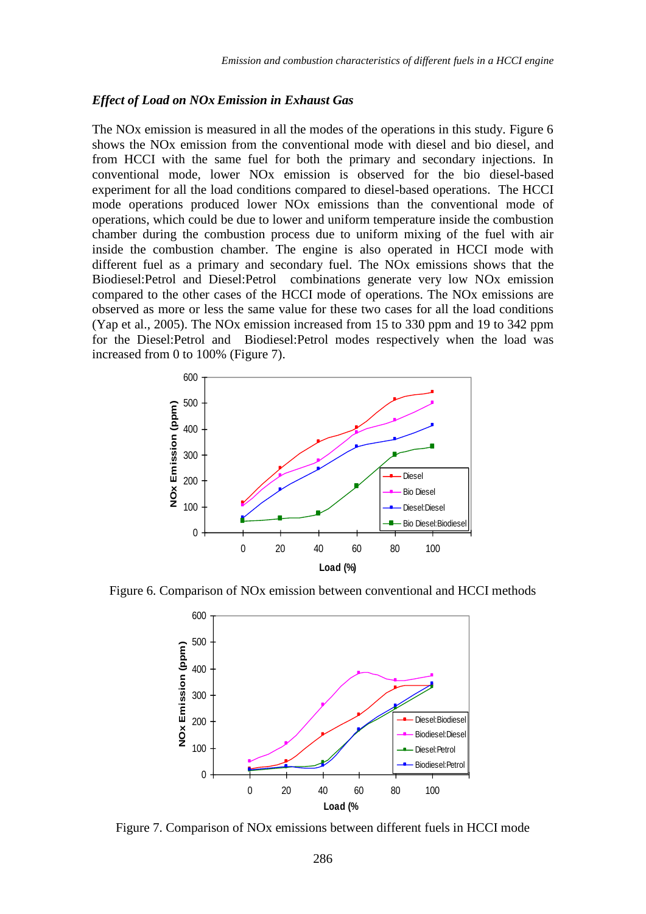### *Effect of Load on NOx Emission in Exhaust Gas*

The NOx emission is measured in all the modes of the operations in this study. Figure 6 shows the NOx emission from the conventional mode with diesel and bio diesel, and from HCCI with the same fuel for both the primary and secondary injections. In conventional mode, lower NOx emission is observed for the bio diesel-based experiment for all the load conditions compared to diesel-based operations. The HCCI mode operations produced lower NOx emissions than the conventional mode of operations, which could be due to lower and uniform temperature inside the combustion chamber during the combustion process due to uniform mixing of the fuel with air inside the combustion chamber. The engine is also operated in HCCI mode with different fuel as a primary and secondary fuel. The NOx emissions shows that the Biodiesel:Petrol and Diesel:Petrol combinations generate very low NOx emission compared to the other cases of the HCCI mode of operations. The NOx emissions are observed as more or less the same value for these two cases for all the load conditions (Yap et al., 2005). The NOx emission increased from 15 to 330 ppm and 19 to 342 ppm for the Diesel:Petrol and Biodiesel:Petrol modes respectively when the load was increased from 0 to 100% (Figure 7).

Figure 6. Comparison of NOx emission between conventional and HCCI methods

Figure 7. Comparison of NOx emissions between different fuels in HCCI mode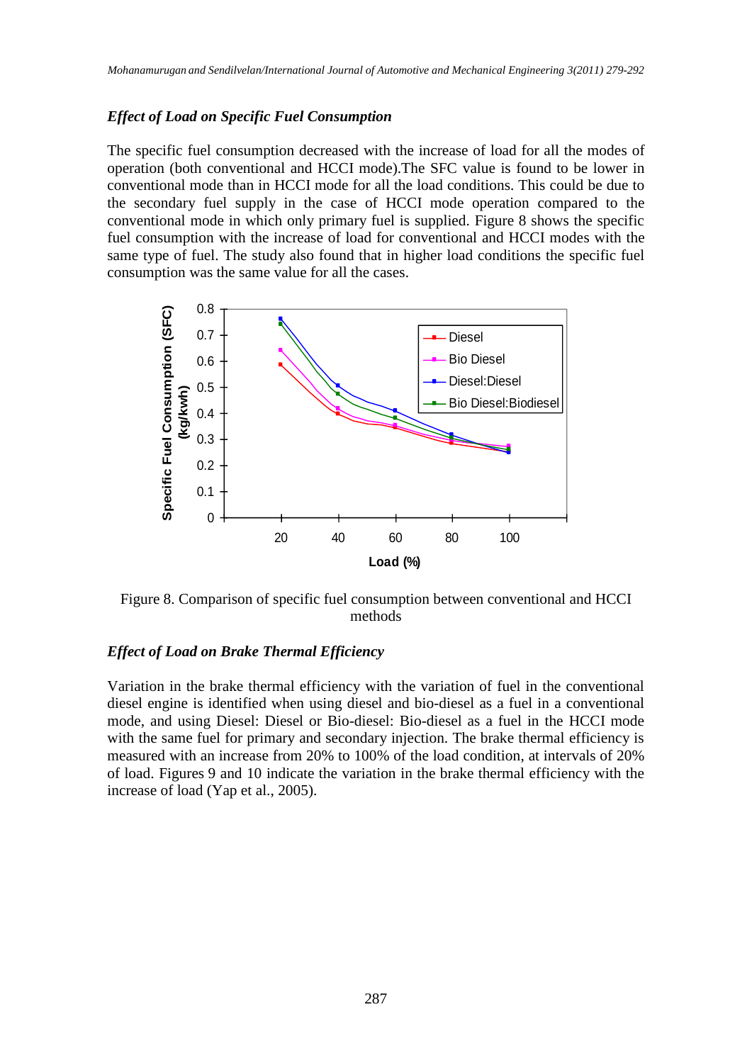### *Effect of Load on Specific Fuel Consumption*

The specific fuel consumption decreased with the increase of load for all the modes of operation (both conventional and HCCI mode).The SFC value is found to be lower in conventional mode than in HCCI mode for all the load conditions. This could be due to the secondary fuel supply in the case of HCCI mode operation compared to the conventional mode in which only primary fuel is supplied. Figure 8 shows the specific fuel consumption with the increase of load for conventional and HCCI modes with the same type of fuel. The study also found that in higher load conditions the specific fuel consumption was the same value for all the cases.

Figure 8. Comparison of specific fuel consumption between conventional and HCCI methods

### *Effect of Load on Brake Thermal Efficiency*

Variation in the brake thermal efficiency with the variation of fuel in the conventional diesel engine is identified when using diesel and bio-diesel as a fuel in a conventional mode, and using Diesel: Diesel or Bio-diesel: Bio-diesel as a fuel in the HCCI mode with the same fuel for primary and secondary injection. The brake thermal efficiency is measured with an increase from 20% to 100% of the load condition, at intervals of 20% of load. Figures 9 and 10 indicate the variation in the brake thermal efficiency with the increase of load (Yap et al., 2005).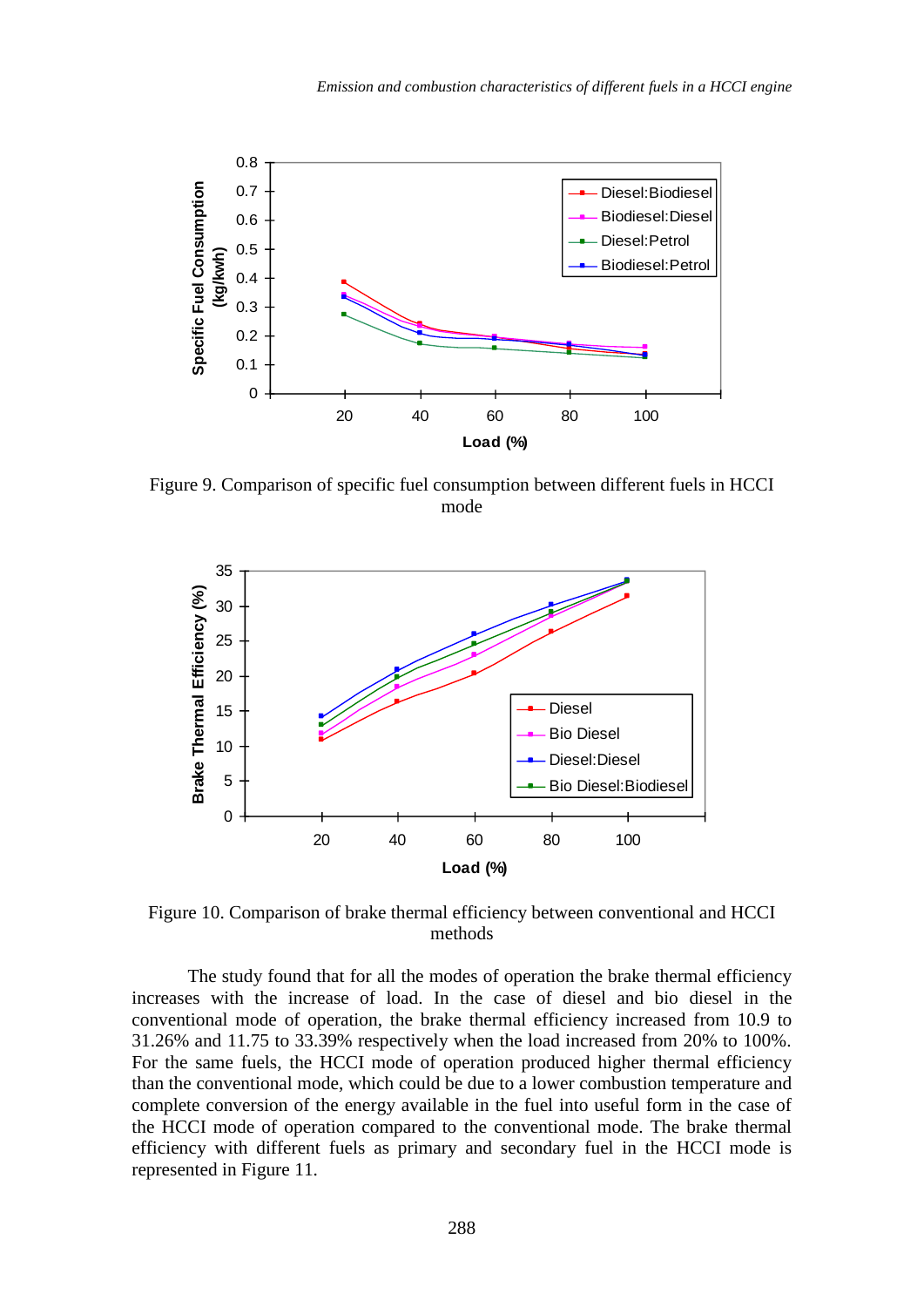Figure 9. Comparison of specific fuel consumption between different fuels in HCCI mode

Figure 10. Comparison of brake thermal efficiency between conventional and HCCI methods

The study found that for all the modes of operation the brake thermal efficiency increases with the increase of load. In the case of diesel and bio diesel in the conventional mode of operation, the brake thermal efficiency increased from 10.9 to 31.26% and 11.75 to 33.39% respectively when the load increased from 20% to 100%. For the same fuels, the HCCI mode of operation produced higher thermal efficiency than the conventional mode, which could be due to a lower combustion temperature and complete conversion of the energy available in the fuel into useful form in the case of the HCCI mode of operation compared to the conventional mode. The brake thermal efficiency with different fuels as primary and secondary fuel in the HCCI mode is represented in Figure 11.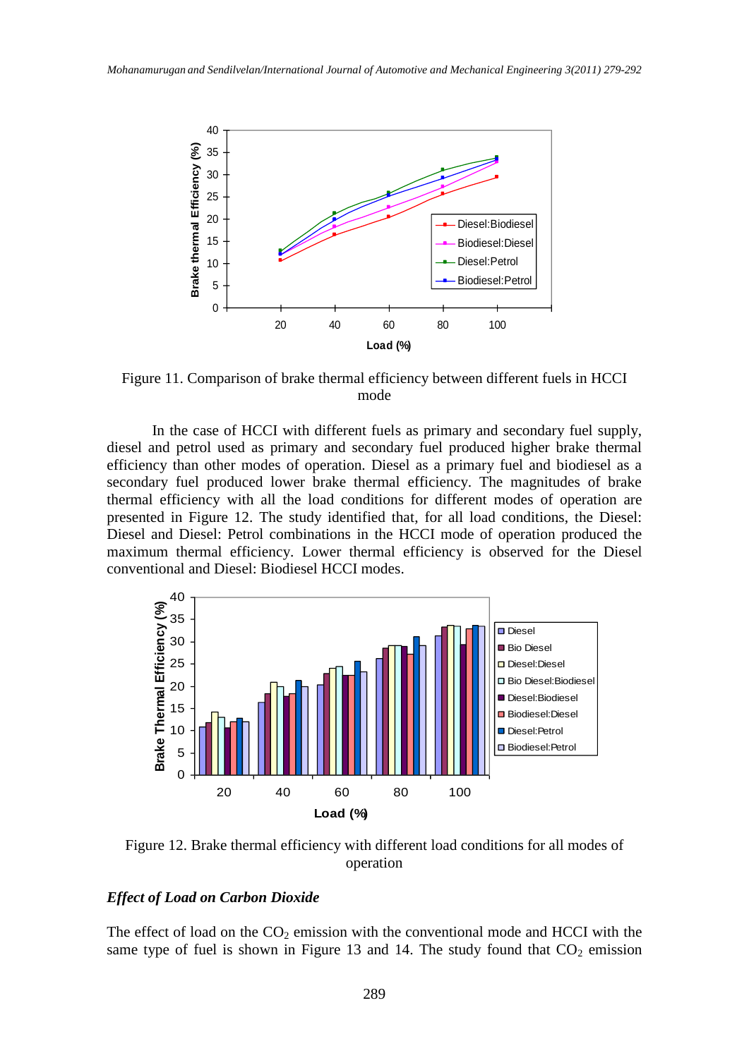Figure 11. Comparison of brake thermal efficiency between different fuels in HCCI mode

In the case of HCCI with different fuels as primary and secondary fuel supply, diesel and petrol used as primary and secondary fuel produced higher brake thermal efficiency than other modes of operation. Diesel as a primary fuel and biodiesel as a secondary fuel produced lower brake thermal efficiency. The magnitudes of brake thermal efficiency with all the load conditions for different modes of operation are presented in Figure 12. The study identified that, for all load conditions, the Diesel: Diesel and Diesel: Petrol combinations in the HCCI mode of operation produced the maximum thermal efficiency. Lower thermal efficiency is observed for the Diesel conventional and Diesel: Biodiesel HCCI modes.

Figure 12. Brake thermal efficiency with different load conditions for all modes of operation

### *Effect of Load on Carbon Dioxide*

The effect of load on the $CO_2$ emission with the conventional mode and HCCI with the same type of fuel is shown in Figure 13 and 14. The study found that $CO_2$ emission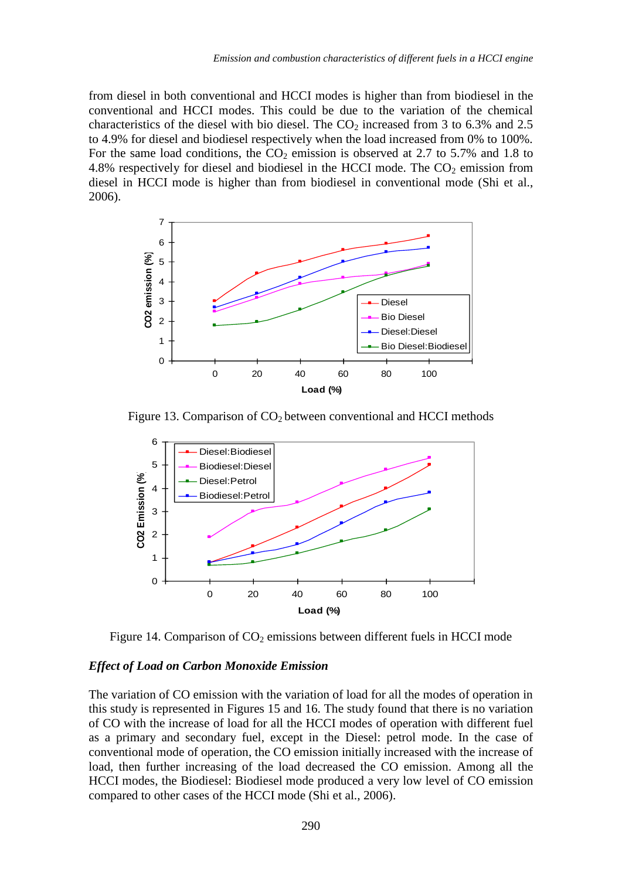from diesel in both conventional and HCCI modes is higher than from biodiesel in the conventional and HCCI modes. This could be due to the variation of the chemical characteristics of the diesel with bio diesel. The $CO_2$ increased from 3 to 6.3% and 2.5 to 4.9% for diesel and biodiesel respectively when the load increased from 0% to 100%. For the same load conditions, the $CO_2$ emission is observed at 2.7 to 5.7% and 1.8 to 4.8% respectively for diesel and biodiesel in the HCCI mode. The $CO_2$ emission from diesel in HCCI mode is higher than from biodiesel in conventional mode (Shi et al., 2006).

Figure 13. Comparison of $CO_2$ between conventional and HCCI methods

Figure 14. Comparison of $CO_2$ emissions between different fuels in HCCI mode

### *Effect of Load on Carbon Monoxide Emission*

The variation of CO emission with the variation of load for all the modes of operation in this study is represented in Figures 15 and 16. The study found that there is no variation of CO with the increase of load for all the HCCI modes of operation with different fuel as a primary and secondary fuel, except in the Diesel: petrol mode. In the case of conventional mode of operation, the CO emission initially increased with the increase of load, then further increasing of the load decreased the CO emission. Among all the HCCI modes, the Biodiesel: Biodiesel mode produced a very low level of CO emission compared to other cases of the HCCI mode (Shi et al., 2006).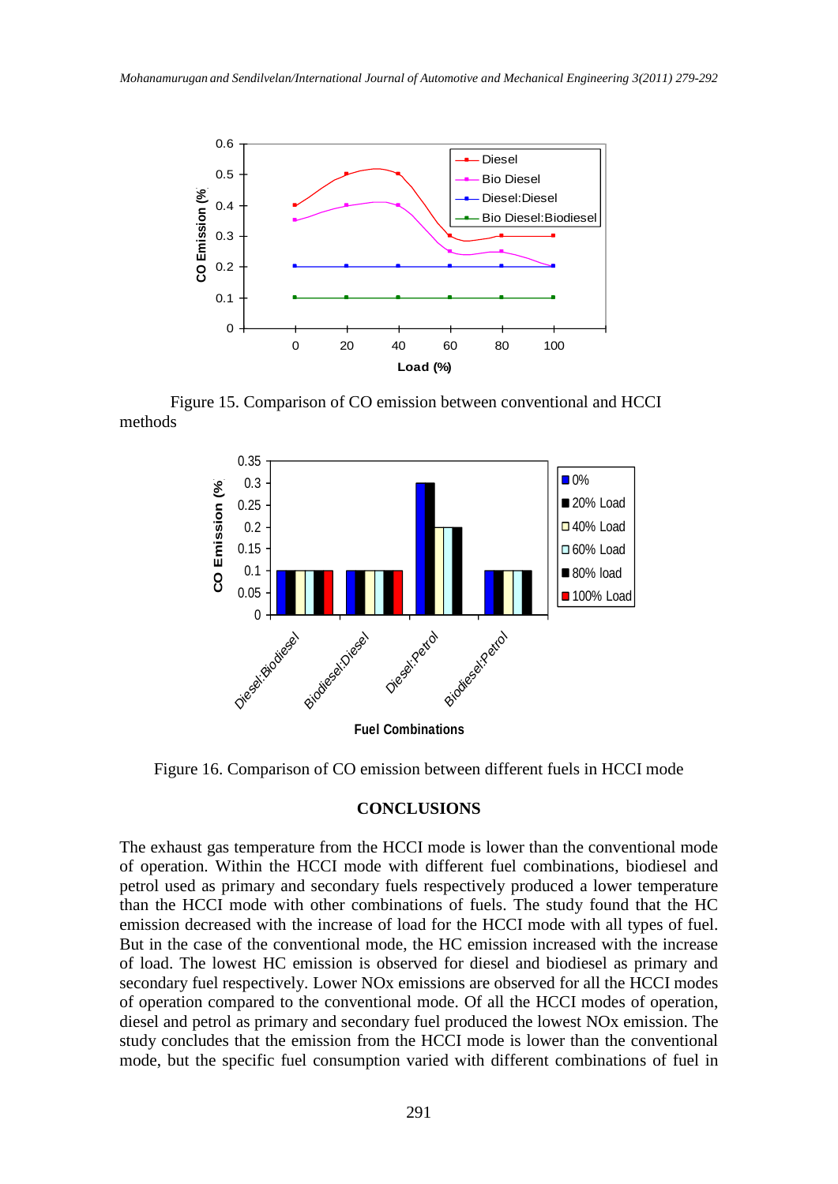Figure 15. Comparison of CO emission between conventional and HCCI methods

Figure 16. Comparison of CO emission between different fuels in HCCI mode

## CONCLUSIONS

The exhaust gas temperature from the HCCI mode is lower than the conventional mode of operation. Within the HCCI mode with different fuel combinations, biodiesel and petrol used as primary and secondary fuels respectively produced a lower temperature than the HCCI mode with other combinations of fuels. The study found that the HC emission decreased with the increase of load for the HCCI mode with all types of fuel. But in the case of the conventional mode, the HC emission increased with the increase of load. The lowest HC emission is observed for diesel and biodiesel as primary and secondary fuel respectively. Lower NOx emissions are observed for all the HCCI modes of operation compared to the conventional mode. Of all the HCCI modes of operation, diesel and petrol as primary and secondary fuel produced the lowest NOx emission. The study concludes that the emission from the HCCI mode is lower than the conventional mode, but the specific fuel consumption varied with different combinations of fuel in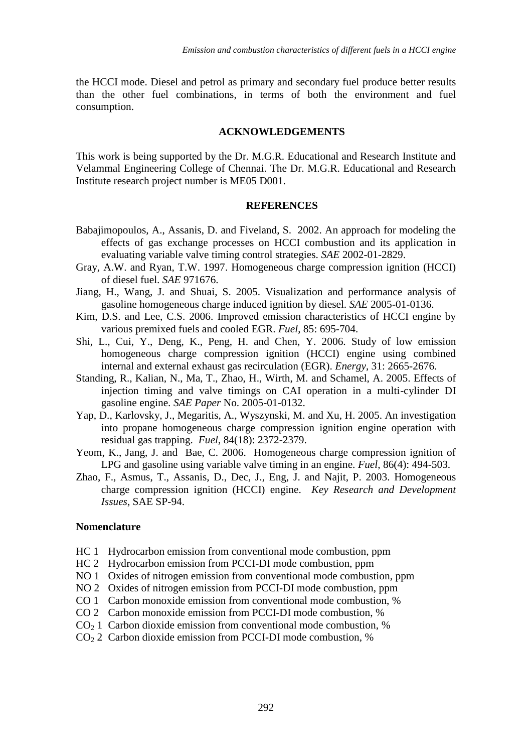the HCCI mode. Diesel and petrol as primary and secondary fuel produce better results than the other fuel combinations, in terms of both the environment and fuel consumption.

## ACKNOWLEDGEMENTS

This work is being supported by the Dr. M.G.R. Educational and Research Institute and Velammal Engineering College of Chennai. The Dr. M.G.R. Educational and Research Institute research project number is ME05 D001.

## REFERENCES

Babajimopoulos, A., Assanis, D. and Fiveland, S. 2002. An approach for modeling the effects of gas exchange processes on HCCI combustion and its application in evaluating variable valve timing control strategies. *SAE* 2002-01-2829.

Gray, A.W. and Ryan, T.W. 1997. Homogeneous charge compression ignition (HCCI) of diesel fuel. *SAE* 971676.

Jiang, H., Wang, J. and Shuai, S. 2005. Visualization and performance analysis of gasoline homogeneous charge induced ignition by diesel. *SAE* 2005-01-0136.

Kim, D.S. and Lee, C.S. 2006. Improved emission characteristics of HCCI engine by various premixed fuels and cooled EGR. *Fuel*, 85: 695-704.

Shi, L., Cui, Y., Deng, K., Peng, H. and Chen, Y. 2006. Study of low emission homogeneous charge compression ignition (HCCI) engine using combined internal and external exhaust gas recirculation (EGR). *Energy*, 31: 2665-2676.

Standing, R., Kalian, N., Ma, T., Zhao, H., Wirth, M. and Schamel, A. 2005. Effects of injection timing and valve timings on CAI operation in a multi-cylinder DI gasoline engine. *SAE Paper* No. 2005-01-0132.

Yap, D., Karlovsky, J., Megaritis, A., Wyszynski, M. and Xu, H. 2005. An investigation into propane homogeneous charge compression ignition engine operation with residual gas trapping. *Fuel*, 84(18): 2372-2379.

Yeom, K., Jang, J. and Bae, C. 2006. Homogeneous charge compression ignition of LPG and gasoline using variable valve timing in an engine. *Fuel*, 86(4): 494-503.

Zhao, F., Asmus, T., Assanis, D., Dec, J., Eng, J. and Najit, P. 2003. Homogeneous charge compression ignition (HCCI) engine. *Key Research and Development Issues*, SAE SP-94.

### Nomenclature

HC 1 Hydrocarbon emission from conventional mode combustion, ppm
HC 2 Hydrocarbon emission from PCCI-DI mode combustion, ppm
NO 1 Oxides of nitrogen emission from conventional mode combustion, ppm
NO 2 Oxides of nitrogen emission from PCCI-DI mode combustion, ppm
CO 1 Carbon monoxide emission from conventional mode combustion, %
CO 2 Carbon monoxide emission from PCCI-DI mode combustion, %
$CO_2$ 1 Carbon dioxide emission from conventional mode combustion, %
$CO_2$ 2 Carbon dioxide emission from PCCI-DI mode combustion, %